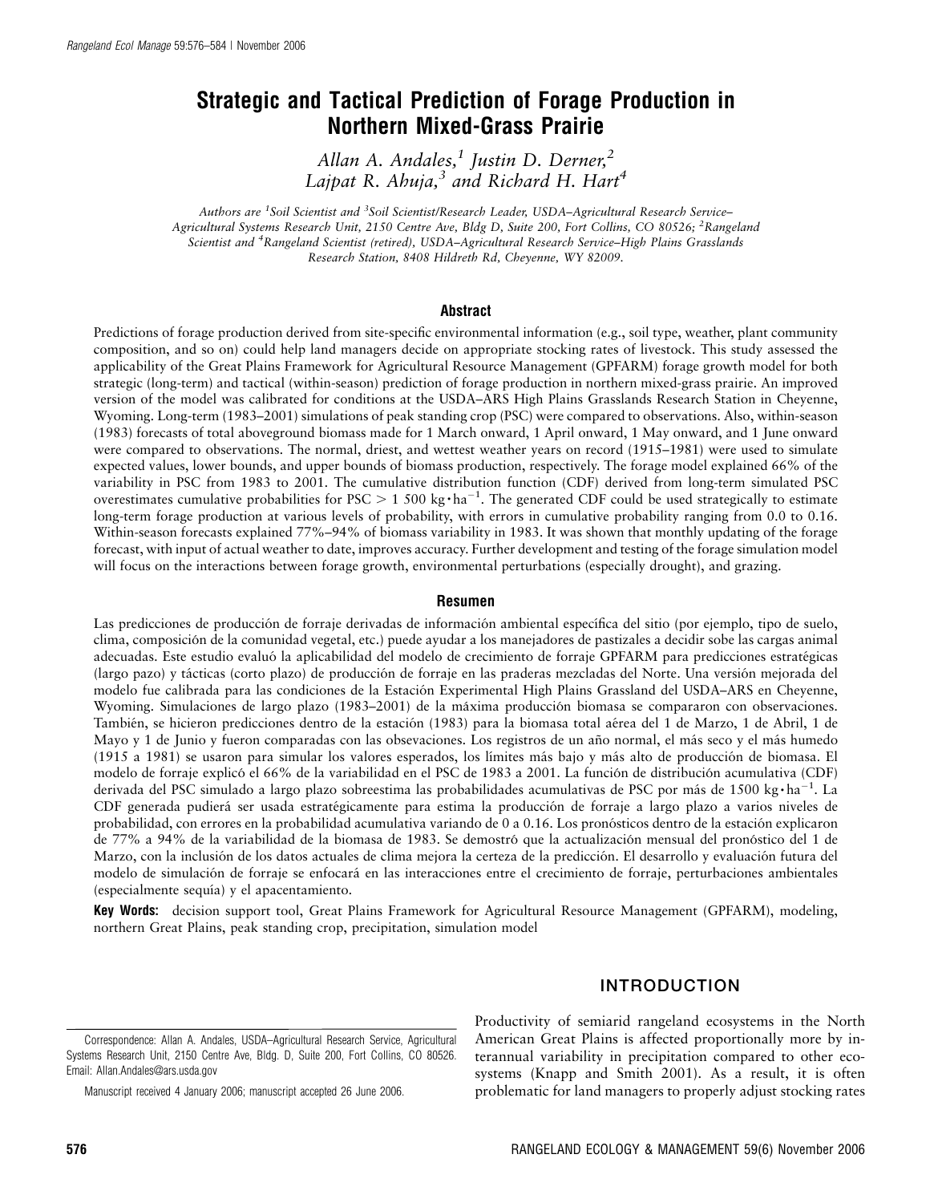# Strategic and Tactical Prediction of Forage Production in Northern Mixed-Grass Prairie

*Allan A. Andales,[1] Justin D. Derner,[2] Lajpat R. Ahuja,[3] and Richard H. Hart[4]*

*Authors are [1]Soil Scientist and [3]Soil Scientist/Research Leader, USDA–Agricultural Research Service–Agricultural Systems Research Unit, 2150 Centre Ave, Bldg D, Suite 200, Fort Collins, CO 80526; [2]Rangeland Scientist and [4]Rangeland Scientist (retired), USDA–Agricultural Research Service–High Plains Grasslands Research Station, 8408 Hildreth Rd, Cheyenne, WY 82009.*

## Abstract

Predictions of forage production derived from site-specific environmental information (e.g., soil type, weather, plant community composition, and so on) could help land managers decide on appropriate stocking rates of livestock. This study assessed the applicability of the Great Plains Framework for Agricultural Resource Management (GPFARM) forage growth model for both strategic (long-term) and tactical (within-season) prediction of forage production in northern mixed-grass prairie. An improved version of the model was calibrated for conditions at the USDA–ARS High Plains Grasslands Research Station in Cheyenne, Wyoming. Long-term (1983–2001) simulations of peak standing crop (PSC) were compared to observations. Also, within-season (1983) forecasts of total aboveground biomass made for 1 March onward, 1 April onward, 1 May onward, and 1 June onward were compared to observations. The normal, driest, and wettest weather years on record (1915–1981) were used to simulate expected values, lower bounds, and upper bounds of biomass production, respectively. The forage model explained 66% of the variability in PSC from 1983 to 2001. The cumulative distribution function (CDF) derived from long-term simulated PSC overestimates cumulative probabilities for PSC > 1 500 $kg \cdot ha^{-1}$. The generated CDF could be used strategically to estimate long-term forage production at various levels of probability, with errors in cumulative probability ranging from 0.0 to 0.16. Within-season forecasts explained 77%–94% of biomass variability in 1983. It was shown that monthly updating of the forage forecast, with input of actual weather to date, improves accuracy. Further development and testing of the forage simulation model will focus on the interactions between forage growth, environmental perturbations (especially drought), and grazing.

## Resumen

Las predicciones de producción de forraje derivadas de información ambiental específica del sitio (por ejemplo, tipo de suelo, clima, composición de la comunidad vegetal, etc.) puede ayudar a los manejadores de pastizales a decidir sobe las cargas animal adecuadas. Este estudio evaluó la aplicabilidad del modelo de crecimiento de forraje GPFARM para predicciones estratégicas (largo pazo) y tácticas (corto plazo) de producción de forraje en las praderas mezcladas del Norte. Una versión mejorada del modelo fue calibrada para las condiciones de la Estación Experimental High Plains Grassland del USDA–ARS en Cheyenne, Wyoming. Simulaciones de largo plazo (1983–2001) de la máxima producción biomasa se compararon con observaciones. También, se hicieron predicciones dentro de la estación (1983) para la biomasa total aérea del 1 de Marzo, 1 de Abril, 1 de Mayo y 1 de Junio y fueron comparadas con las obsevaciones. Los registros de un año normal, el más seco y el más humedo (1915 a 1981) se usaron para simular los valores esperados, los límites más bajo y más alto de producción de biomasa. El modelo de forraje explicó el 66% de la variabilidad en el PSC de 1983 a 2001. La función de distribución acumulativa (CDF) derivada del PSC simulado a largo plazo sobreestima las probabilidades acumulativas de PSC por más de 1500 $kg \cdot ha^{-1}$. La CDF generada pudierá ser usada estratégicamente para estima la producción de forraje a largo plazo a varios niveles de probabilidad, con errores en la probabilidad acumulativa variando de 0 a 0.16. Los pronósticos dentro de la estación explicaron de 77% a 94% de la variabilidad de la biomasa de 1983. Se demostró que la actualización mensual del pronóstico del 1 de Marzo, con la inclusión de los datos actuales de clima mejora la certeza de la predicción. El desarrollo y evaluación futura del modelo de simulación de forraje se enfocará en las interacciones entre el crecimiento de forraje, perturbaciones ambientales (especialmente sequía) y el apacentamiento.

**Key Words:** decision support tool, Great Plains Framework for Agricultural Resource Management (GPFARM), modeling, northern Great Plains, peak standing crop, precipitation, simulation model

## INTRODUCTION

Productivity of semiarid rangeland ecosystems in the North American Great Plains is affected proportionally more by interannual variability in precipitation compared to other ecosystems (Knapp and Smith 2001). As a result, it is often problematic for land managers to properly adjust stocking rates

Correspondence: Allan A. Andales, USDA–Agricultural Research Service, Agricultural Systems Research Unit, 2150 Centre Ave, Bldg. D, Suite 200, Fort Collins, CO 80526. Email: Allan.Andales@ars.usda.gov

Manuscript received 4 January 2006; manuscript accepted 26 June 2006.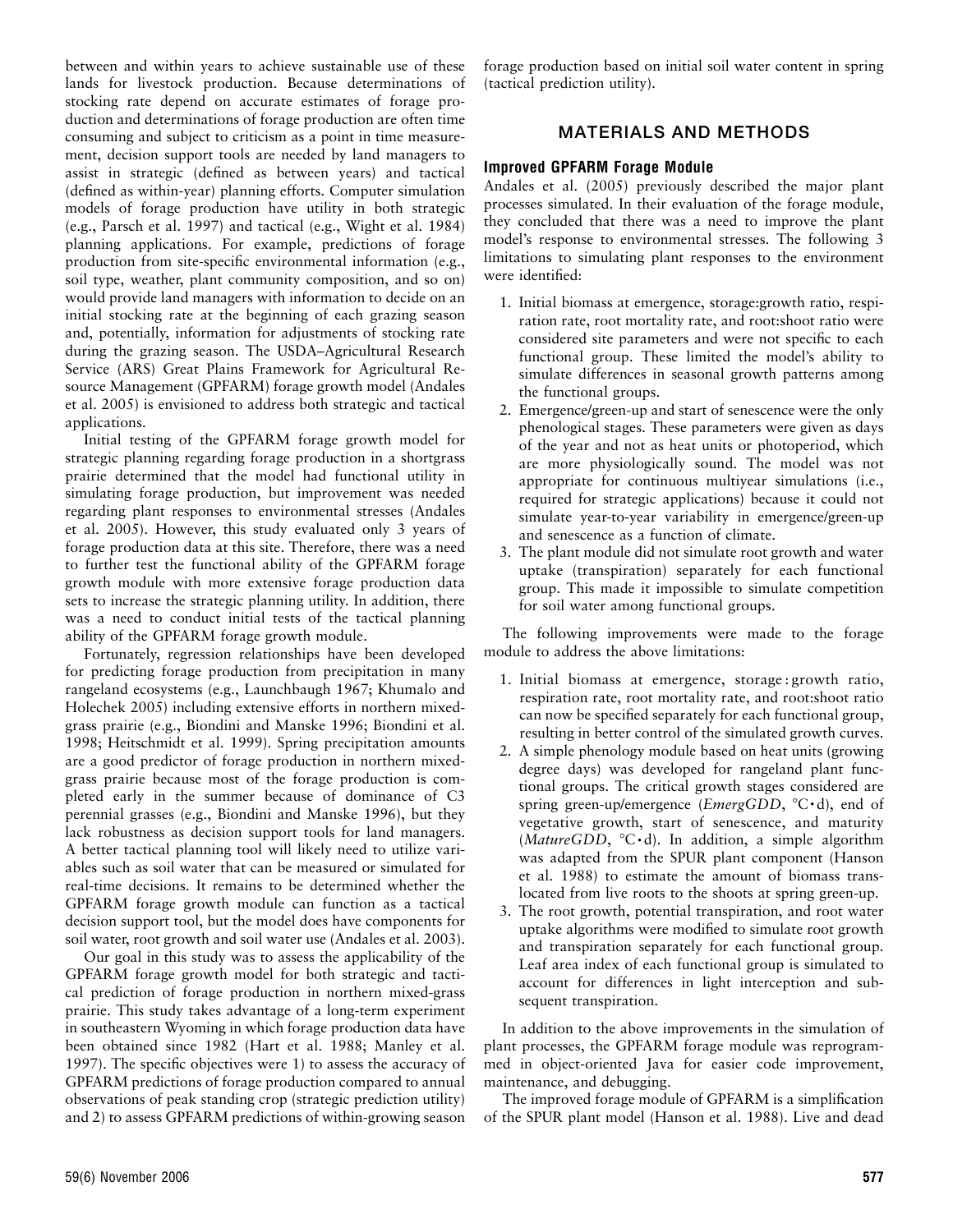between and within years to achieve sustainable use of these lands for livestock production. Because determinations of stocking rate depend on accurate estimates of forage production and determinations of forage production are often time consuming and subject to criticism as a point in time measurement, decision support tools are needed by land managers to assist in strategic (defined as between years) and tactical (defined as within-year) planning efforts. Computer simulation models of forage production have utility in both strategic (e.g., Parsch et al. 1997) and tactical (e.g., Wight et al. 1984) planning applications. For example, predictions of forage production from site-specific environmental information (e.g., soil type, weather, plant community composition, and so on) would provide land managers with information to decide on an initial stocking rate at the beginning of each grazing season and, potentially, information for adjustments of stocking rate during the grazing season. The USDA–Agricultural Research Service (ARS) Great Plains Framework for Agricultural Resource Management (GPFARM) forage growth model (Andales et al. 2005) is envisioned to address both strategic and tactical applications.

Initial testing of the GPFARM forage growth model for strategic planning regarding forage production in a shortgrass prairie determined that the model had functional utility in simulating forage production, but improvement was needed regarding plant responses to environmental stresses (Andales et al. 2005). However, this study evaluated only 3 years of forage production data at this site. Therefore, there was a need to further test the functional ability of the GPFARM forage growth module with more extensive forage production data sets to increase the strategic planning utility. In addition, there was a need to conduct initial tests of the tactical planning ability of the GPFARM forage growth module.

Fortunately, regression relationships have been developed for predicting forage production from precipitation in many rangeland ecosystems (e.g., Launchbaugh 1967; Khumalo and Holechek 2005) including extensive efforts in northern mixed-grass prairie (e.g., Biondini and Manske 1996; Biondini et al. 1998; Heitschmidt et al. 1999). Spring precipitation amounts are a good predictor of forage production in northern mixed-grass prairie because most of the forage production is completed early in the summer because of dominance of C3 perennial grasses (e.g., Biondini and Manske 1996), but they lack robustness as decision support tools for land managers. A better tactical planning tool will likely need to utilize variables such as soil water that can be measured or simulated for real-time decisions. It remains to be determined whether the GPFARM forage growth module can function as a tactical decision support tool, but the model does have components for soil water, root growth and soil water use (Andales et al. 2003).

Our goal in this study was to assess the applicability of the GPFARM forage growth model for both strategic and tactical prediction of forage production in northern mixed-grass prairie. This study takes advantage of a long-term experiment in southeastern Wyoming in which forage production data have been obtained since 1982 (Hart et al. 1988; Manley et al. 1997). The specific objectives were 1) to assess the accuracy of GPFARM predictions of forage production compared to annual observations of peak standing crop (strategic prediction utility) and 2) to assess GPFARM predictions of within-growing season forage production based on initial soil water content in spring (tactical prediction utility).

## MATERIALS AND METHODS

### Improved GPFARM Forage Module

Andales et al. (2005) previously described the major plant processes simulated. In their evaluation of the forage module, they concluded that there was a need to improve the plant model's response to environmental stresses. The following 3 limitations to simulating plant responses to the environment were identified:

1. Initial biomass at emergence, storage:growth ratio, respiration rate, root mortality rate, and root:shoot ratio were considered site parameters and were not specific to each functional group. These limited the model's ability to simulate differences in seasonal growth patterns among the functional groups.
2. Emergence/green-up and start of senescence were the only phenological stages. These parameters were given as days of the year and not as heat units or photoperiod, which are more physiologically sound. The model was not appropriate for continuous multiyear simulations (i.e., required for strategic applications) because it could not simulate year-to-year variability in emergence/green-up and senescence as a function of climate.
3. The plant module did not simulate root growth and water uptake (transpiration) separately for each functional group. This made it impossible to simulate competition for soil water among functional groups.

The following improvements were made to the forage module to address the above limitations:

1. Initial biomass at emergence, storage : growth ratio, respiration rate, root mortality rate, and root:shoot ratio can now be specified separately for each functional group, resulting in better control of the simulated growth curves.
2. A simple phenology module based on heat units (growing degree days) was developed for rangeland plant functional groups. The critical growth stages considered are spring green-up/emergence (*EmergGDD*, °C·d), end of vegetative growth, start of senescence, and maturity (*MatureGDD*, °C·d). In addition, a simple algorithm was adapted from the SPUR plant component (Hanson et al. 1988) to estimate the amount of biomass translocated from live roots to the shoots at spring green-up.
3. The root growth, potential transpiration, and root water uptake algorithms were modified to simulate root growth and transpiration separately for each functional group. Leaf area index of each functional group is simulated to account for differences in light interception and subsequent transpiration.

In addition to the above improvements in the simulation of plant processes, the GPFARM forage module was reprogrammed in object-oriented Java for easier code improvement, maintenance, and debugging.

The improved forage module of GPFARM is a simplification of the SPUR plant model (Hanson et al. 1988). Live and dead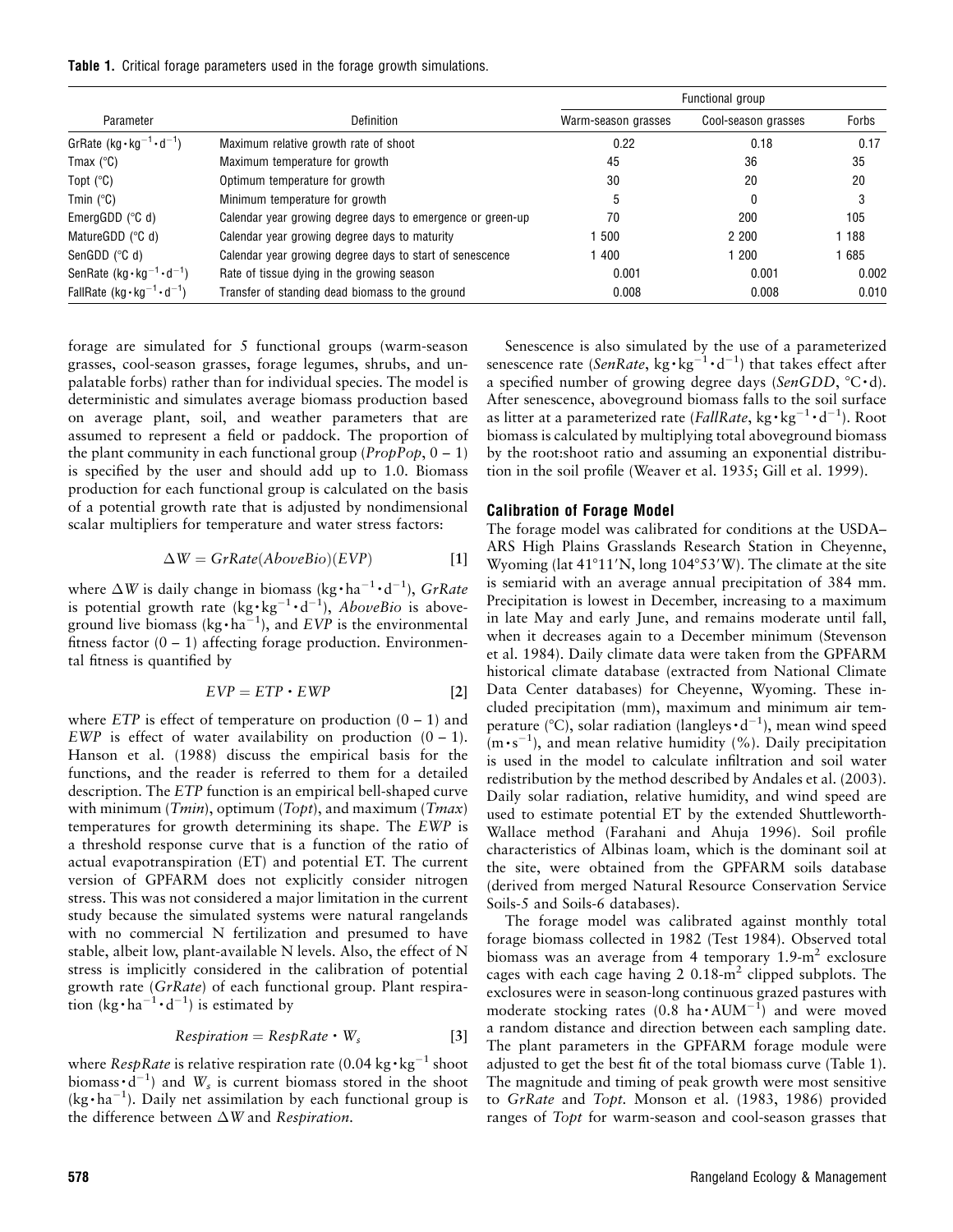**Table 1.** Critical forage parameters used in the forage growth simulations.

| Parameter | Definition | Functional group | | |
|---|---|---|---|---|
| | | Warm-season grasses | Cool-season grasses | Forbs |
| GrRate ($kg \cdot kg^{-1} \cdot d^{-1}$) | Maximum relative growth rate of shoot | 0.22 | 0.18 | 0.17 |
| Tmax (°C) | Maximum temperature for growth | 45 | 36 | 35 |
| Topt (°C) | Optimum temperature for growth | 30 | 20 | 20 |
| Tmin (°C) | Minimum temperature for growth | 5 | 0 | 3 |
| EmergGDD (°C d) | Calendar year growing degree days to emergence or green-up | 70 | 200 | 105 |
| MatureGDD (°C d) | Calendar year growing degree days to maturity | 1 500 | 2 200 | 1 188 |
| SenGDD (°C d) | Calendar year growing degree days to start of senescence | 1 400 | 1 200 | 1 685 |
| SenRate ($kg \cdot kg^{-1} \cdot d^{-1}$) | Rate of tissue dying in the growing season | 0.001 | 0.001 | 0.002 |
| FallRate ($kg \cdot kg^{-1} \cdot d^{-1}$) | Transfer of standing dead biomass to the ground | 0.008 | 0.008 | 0.010 |

forage are simulated for 5 functional groups (warm-season grasses, cool-season grasses, forage legumes, shrubs, and unpalatable forbs) rather than for individual species. The model is deterministic and simulates average biomass production based on average plant, soil, and weather parameters that are assumed to represent a field or paddock. The proportion of the plant community in each functional group (*PropPop*, 0 – 1) is specified by the user and should add up to 1.0. Biomass production for each functional group is calculated on the basis of a potential growth rate that is adjusted by nondimensional scalar multipliers for temperature and water stress factors:

$$\Delta W = GrRate(AboveBio)(EVP) \qquad [1]$$

where $\Delta W$ is daily change in biomass ($kg \cdot ha^{-1} \cdot d^{-1}$), *GrRate* is potential growth rate ($kg \cdot kg^{-1} \cdot d^{-1}$), *AboveBio* is aboveground live biomass ($kg \cdot ha^{-1}$), and *EVP* is the environmental fitness factor (0 – 1) affecting forage production. Environmental fitness is quantified by

$$EVP = ETP \cdot EWP \qquad [2]$$

where *ETP* is effect of temperature on production (0 – 1) and *EWP* is effect of water availability on production (0 – 1). Hanson et al. (1988) discuss the empirical basis for the functions, and the reader is referred to them for a detailed description. The *ETP* function is an empirical bell-shaped curve with minimum (*Tmin*), optimum (*Topt*), and maximum (*Tmax*) temperatures for growth determining its shape. The *EWP* is a threshold response curve that is a function of the ratio of actual evapotranspiration (ET) and potential ET. The current version of GPFARM does not explicitly consider nitrogen stress. This was not considered a major limitation in the current study because the simulated systems were natural rangelands with no commercial N fertilization and presumed to have stable, albeit low, plant-available N levels. Also, the effect of N stress is implicitly considered in the calibration of potential growth rate (*GrRate*) of each functional group. Plant respiration ($kg \cdot ha^{-1} \cdot d^{-1}$) is estimated by

$$Respiration = RespRate \cdot W_s \qquad [3]$$

where *RespRate* is relative respiration rate ($0.04\ kg \cdot kg^{-1}$ shoot biomass$\cdot d^{-1}$) and $W_s$ is current biomass stored in the shoot ($kg \cdot ha^{-1}$). Daily net assimilation by each functional group is the difference between $\Delta W$ and *Respiration*.

Senescence is also simulated by the use of a parameterized senescence rate (*SenRate*, $kg \cdot kg^{-1} \cdot d^{-1}$) that takes effect after a specified number of growing degree days (*SenGDD*, °C$\cdot$d). After senescence, aboveground biomass falls to the soil surface as litter at a parameterized rate (*FallRate*, $kg \cdot kg^{-1} \cdot d^{-1}$). Root biomass is calculated by multiplying total aboveground biomass by the root:shoot ratio and assuming an exponential distribution in the soil profile (Weaver et al. 1935; Gill et al. 1999).

### Calibration of Forage Model

The forage model was calibrated for conditions at the USDA–ARS High Plains Grasslands Research Station in Cheyenne, Wyoming (lat 41°11′N, long 104°53′W). The climate at the site is semiarid with an average annual precipitation of 384 mm. Precipitation is lowest in December, increasing to a maximum in late May and early June, and remains moderate until fall, when it decreases again to a December minimum (Stevenson et al. 1984). Daily climate data were taken from the GPFARM historical climate database (extracted from National Climate Data Center databases) for Cheyenne, Wyoming. These included precipitation (mm), maximum and minimum air temperature (°C), solar radiation ($langleys \cdot d^{-1}$), mean wind speed ($m \cdot s^{-1}$), and mean relative humidity (%). Daily precipitation is used in the model to calculate infiltration and soil water redistribution by the method described by Andales et al. (2003). Daily solar radiation, relative humidity, and wind speed are used to estimate potential ET by the extended Shuttleworth-Wallace method (Farahani and Ahuja 1996). Soil profile characteristics of Albinas loam, which is the dominant soil at the site, were obtained from the GPFARM soils database (derived from merged Natural Resource Conservation Service Soils-5 and Soils-6 databases).

The forage model was calibrated against monthly total forage biomass collected in 1982 (Test 1984). Observed total biomass was an average from 4 temporary 1.9-$m^2$ exclosure cages with each cage having 2 0.18-$m^2$ clipped subplots. The exclosures were in season-long continuous grazed pastures with moderate stocking rates ($0.8\ ha \cdot AUM^{-1}$) and were moved a random distance and direction between each sampling date. The plant parameters in the GPFARM forage module were adjusted to get the best fit of the total biomass curve (Table 1). The magnitude and timing of peak growth were most sensitive to *GrRate* and *Topt*. Monson et al. (1983, 1986) provided ranges of *Topt* for warm-season and cool-season grasses that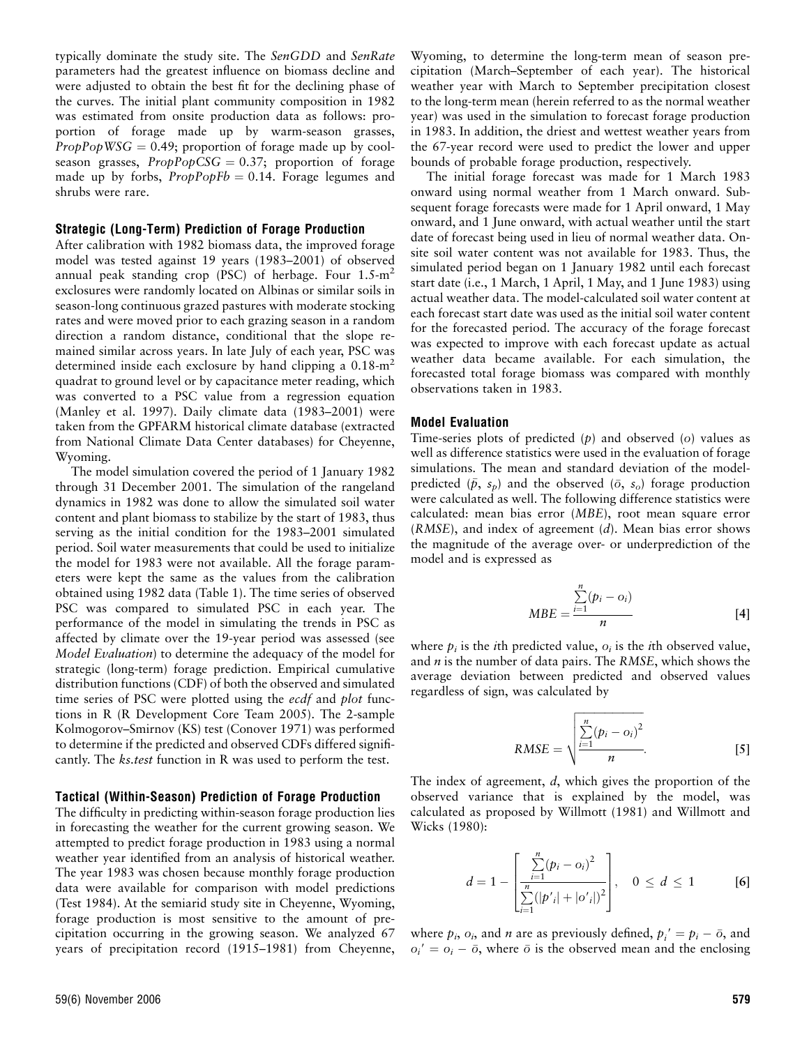typically dominate the study site. The *SenGDD* and *SenRate* parameters had the greatest influence on biomass decline and were adjusted to obtain the best fit for the declining phase of the curves. The initial plant community composition in 1982 was estimated from onsite production data as follows: proportion of forage made up by warm-season grasses, $PropPopWSG = 0.49$; proportion of forage made up by cool-season grasses, $PropPopCSG = 0.37$; proportion of forage made up by forbs, $PropPopFb = 0.14$. Forage legumes and shrubs were rare.

### Strategic (Long-Term) Prediction of Forage Production

After calibration with 1982 biomass data, the improved forage model was tested against 19 years (1983–2001) of observed annual peak standing crop (PSC) of herbage. Four 1.5-$m^2$ exclosures were randomly located on Albinas or similar soils in season-long continuous grazed pastures with moderate stocking rates and were moved prior to each grazing season in a random direction a random distance, conditional that the slope remained similar across years. In late July of each year, PSC was determined inside each exclosure by hand clipping a 0.18-$m^2$ quadrat to ground level or by capacitance meter reading, which was converted to a PSC value from a regression equation (Manley et al. 1997). Daily climate data (1983–2001) were taken from the GPFARM historical climate database (extracted from National Climate Data Center databases) for Cheyenne, Wyoming.

The model simulation covered the period of 1 January 1982 through 31 December 2001. The simulation of the rangeland dynamics in 1982 was done to allow the simulated soil water content and plant biomass to stabilize by the start of 1983, thus serving as the initial condition for the 1983–2001 simulated period. Soil water measurements that could be used to initialize the model for 1983 were not available. All the forage parameters were kept the same as the values from the calibration obtained using 1982 data (Table 1). The time series of observed PSC was compared to simulated PSC in each year. The performance of the model in simulating the trends in PSC as affected by climate over the 19-year period was assessed (see *Model Evaluation*) to determine the adequacy of the model for strategic (long-term) forage prediction. Empirical cumulative distribution functions (CDF) of both the observed and simulated time series of PSC were plotted using the *ecdf* and *plot* functions in R (R Development Core Team 2005). The 2-sample Kolmogorov–Smirnov (KS) test (Conover 1971) was performed to determine if the predicted and observed CDFs differed significantly. The *ks.test* function in R was used to perform the test.

### Tactical (Within-Season) Prediction of Forage Production

The difficulty in predicting within-season forage production lies in forecasting the weather for the current growing season. We attempted to predict forage production in 1983 using a normal weather year identified from an analysis of historical weather. The year 1983 was chosen because monthly forage production data were available for comparison with model predictions (Test 1984). At the semiarid study site in Cheyenne, Wyoming, forage production is most sensitive to the amount of precipitation occurring in the growing season. We analyzed 67 years of precipitation record (1915–1981) from Cheyenne, Wyoming, to determine the long-term mean of season precipitation (March–September of each year). The historical weather year with March to September precipitation closest to the long-term mean (herein referred to as the normal weather year) was used in the simulation to forecast forage production in 1983. In addition, the driest and wettest weather years from the 67-year record were used to predict the lower and upper bounds of probable forage production, respectively.

The initial forage forecast was made for 1 March 1983 onward using normal weather from 1 March onward. Subsequent forage forecasts were made for 1 April onward, 1 May onward, and 1 June onward, with actual weather until the start date of forecast being used in lieu of normal weather data. Onsite soil water content was not available for 1983. Thus, the simulated period began on 1 January 1982 until each forecast start date (i.e., 1 March, 1 April, 1 May, and 1 June 1983) using actual weather data. The model-calculated soil water content at each forecast start date was used as the initial soil water content for the forecasted period. The accuracy of the forage forecast was expected to improve with each forecast update as actual weather data became available. For each simulation, the forecasted total forage biomass was compared with monthly observations taken in 1983.

### Model Evaluation

Time-series plots of predicted ($p$) and observed ($o$) values as well as difference statistics were used in the evaluation of forage simulations. The mean and standard deviation of the model-predicted ($\bar{p}$, $s_p$) and the observed ($\bar{o}$, $s_o$) forage production were calculated as well. The following difference statistics were calculated: mean bias error (*MBE*), root mean square error (*RMSE*), and index of agreement (*d*). Mean bias error shows the magnitude of the average over- or underprediction of the model and is expressed as

$$MBE = \frac{\sum_{i=1}^{n}(p_i - o_i)}{n} \qquad [4]$$

where $p_i$ is the $i$th predicted value, $o_i$ is the $i$th observed value, and $n$ is the number of data pairs. The *RMSE*, which shows the average deviation between predicted and observed values regardless of sign, was calculated by

$$RMSE = \sqrt{\frac{\sum_{i=1}^{n}(p_i - o_i)^2}{n}}. \qquad [5]$$

The index of agreement, $d$, which gives the proportion of the observed variance that is explained by the model, was calculated as proposed by Willmott (1981) and Willmott and Wicks (1980):

$$d = 1 - \left[\frac{\sum_{i=1}^{n}(p_i - o_i)^2}{\sum_{i=1}^{n}(|p'_i| + |o'_i|)^2}\right], \quad 0 \le d \le 1 \qquad [6]$$

where $p_i$, $o_i$, and $n$ are as previously defined, $p_i' = p_i - \bar{o}$, and $o_i' = o_i - \bar{o}$, where $\bar{o}$ is the observed mean and the enclosing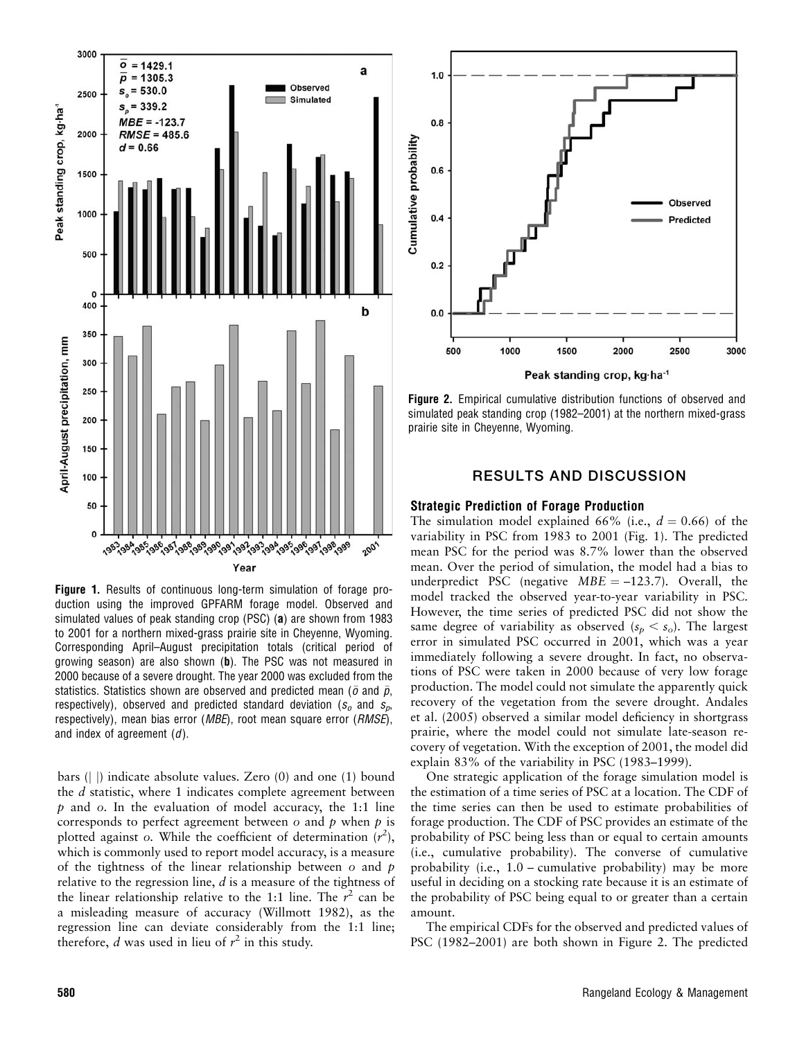**Figure 1.** Results of continuous long-term simulation of forage production using the improved GPFARM forage model. Observed and simulated values of peak standing crop (PSC) (**a**) are shown from 1983 to 2001 for a northern mixed-grass prairie site in Cheyenne, Wyoming. Corresponding April–August precipitation totals (critical period of growing season) are also shown (**b**). The PSC was not measured in 2000 because of a severe drought. The year 2000 was excluded from the statistics. Statistics shown are observed and predicted mean ($\bar{o}$ and $\bar{p}$, respectively), observed and predicted standard deviation ($s_o$ and $s_p$, respectively), mean bias error (*MBE*), root mean square error (*RMSE*), and index of agreement ($d$).

bars (| |) indicate absolute values. Zero (0) and one (1) bound the $d$ statistic, where 1 indicates complete agreement between $p$ and $o$. In the evaluation of model accuracy, the 1:1 line corresponds to perfect agreement between $o$ and $p$ when $p$ is plotted against $o$. While the coefficient of determination ($r^2$), which is commonly used to report model accuracy, is a measure of the tightness of the linear relationship between $o$ and $p$ relative to the regression line, $d$ is a measure of the tightness of the linear relationship relative to the 1:1 line. The $r^2$ can be a misleading measure of accuracy (Willmott 1982), as the regression line can deviate considerably from the 1:1 line; therefore, $d$ was used in lieu of $r^2$ in this study.

**Figure 2.** Empirical cumulative distribution functions of observed and simulated peak standing crop (1982–2001) at the northern mixed-grass prairie site in Cheyenne, Wyoming.

## RESULTS AND DISCUSSION

### Strategic Prediction of Forage Production

The simulation model explained 66% (i.e., $d = 0.66$) of the variability in PSC from 1983 to 2001 (Fig. 1). The predicted mean PSC for the period was 8.7% lower than the observed mean. Over the period of simulation, the model had a bias to underpredict PSC (negative $MBE = -123.7$). Overall, the model tracked the observed year-to-year variability in PSC. However, the time series of predicted PSC did not show the same degree of variability as observed ($s_p < s_o$). The largest error in simulated PSC occurred in 2001, which was a year immediately following a severe drought. In fact, no observations of PSC were taken in 2000 because of very low forage production. The model could not simulate the apparently quick recovery of the vegetation from the severe drought. Andales et al. (2005) observed a similar model deficiency in shortgrass prairie, where the model could not simulate late-season recovery of vegetation. With the exception of 2001, the model did explain 83% of the variability in PSC (1983–1999).

One strategic application of the forage simulation model is the estimation of a time series of PSC at a location. The CDF of the time series can then be used to estimate probabilities of forage production. The CDF of PSC provides an estimate of the probability of PSC being less than or equal to certain amounts (i.e., cumulative probability). The converse of cumulative probability (i.e., 1.0 – cumulative probability) may be more useful in deciding on a stocking rate because it is an estimate of the probability of PSC being equal to or greater than a certain amount.

The empirical CDFs for the observed and predicted values of PSC (1982–2001) are both shown in Figure 2. The predicted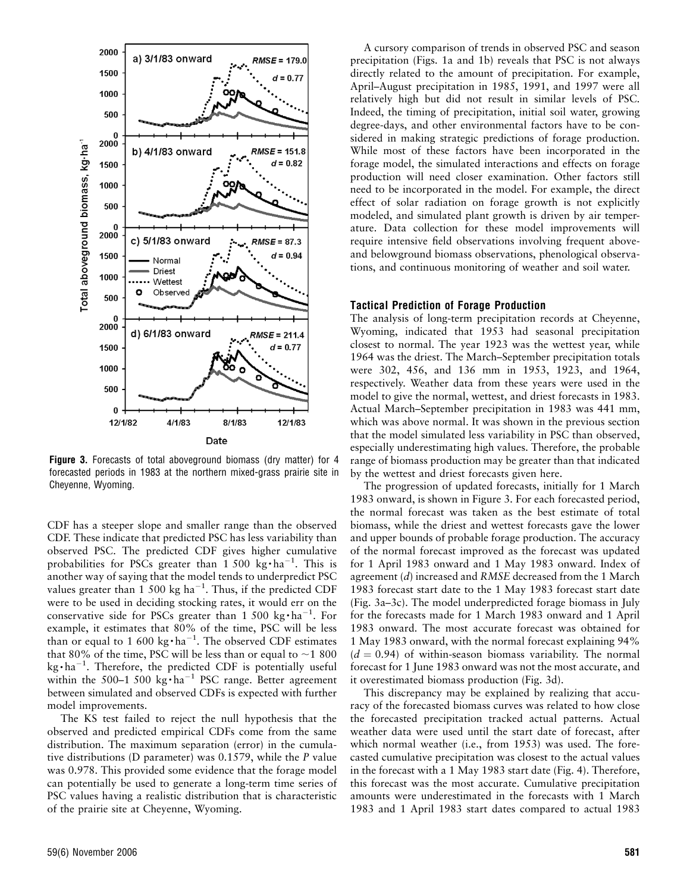**Figure 3.** Forecasts of total aboveground biomass (dry matter) for 4 forecasted periods in 1983 at the northern mixed-grass prairie site in Cheyenne, Wyoming.

CDF has a steeper slope and smaller range than the observed CDF. These indicate that predicted PSC has less variability than observed PSC. The predicted CDF gives higher cumulative probabilities for PSCs greater than 1 500 $kg \cdot ha^{-1}$. This is another way of saying that the model tends to underpredict PSC values greater than 1 500 $kg\ ha^{-1}$. Thus, if the predicted CDF were to be used in deciding stocking rates, it would err on the conservative side for PSCs greater than 1 500 $kg \cdot ha^{-1}$. For example, it estimates that 80% of the time, PSC will be less than or equal to 1 600 $kg \cdot ha^{-1}$. The observed CDF estimates that 80% of the time, PSC will be less than or equal to ~1 800 $kg \cdot ha^{-1}$. Therefore, the predicted CDF is potentially useful within the 500–1 500 $kg \cdot ha^{-1}$ PSC range. Better agreement between simulated and observed CDFs is expected with further model improvements.

The KS test failed to reject the null hypothesis that the observed and predicted empirical CDFs come from the same distribution. The maximum separation (error) in the cumulative distributions (D parameter) was 0.1579, while the $P$ value was 0.978. This provided some evidence that the forage model can potentially be used to generate a long-term time series of PSC values having a realistic distribution that is characteristic of the prairie site at Cheyenne, Wyoming.

A cursory comparison of trends in observed PSC and season precipitation (Figs. 1a and 1b) reveals that PSC is not always directly related to the amount of precipitation. For example, April–August precipitation in 1985, 1991, and 1997 were all relatively high but did not result in similar levels of PSC. Indeed, the timing of precipitation, initial soil water, growing degree-days, and other environmental factors have to be considered in making strategic predictions of forage production. While most of these factors have been incorporated in the forage model, the simulated interactions and effects on forage production will need closer examination. Other factors still need to be incorporated in the model. For example, the direct effect of solar radiation on forage growth is not explicitly modeled, and simulated plant growth is driven by air temperature. Data collection for these model improvements will require intensive field observations involving frequent above- and belowground biomass observations, phenological observations, and continuous monitoring of weather and soil water.

### Tactical Prediction of Forage Production

The analysis of long-term precipitation records at Cheyenne, Wyoming, indicated that 1953 had seasonal precipitation closest to normal. The year 1923 was the wettest year, while 1964 was the driest. The March–September precipitation totals were 302, 456, and 136 mm in 1953, 1923, and 1964, respectively. Weather data from these years were used in the model to give the normal, wettest, and driest forecasts in 1983. Actual March–September precipitation in 1983 was 441 mm, which was above normal. It was shown in the previous section that the model simulated less variability in PSC than observed, especially underestimating high values. Therefore, the probable range of biomass production may be greater than that indicated by the wettest and driest forecasts given here.

The progression of updated forecasts, initially for 1 March 1983 onward, is shown in Figure 3. For each forecasted period, the normal forecast was taken as the best estimate of total biomass, while the driest and wettest forecasts gave the lower and upper bounds of probable forage production. The accuracy of the normal forecast improved as the forecast was updated for 1 April 1983 onward and 1 May 1983 onward. Index of agreement ($d$) increased and $RMSE$ decreased from the 1 March 1983 forecast start date to the 1 May 1983 forecast start date (Fig. 3a–3c). The model underpredicted forage biomass in July for the forecasts made for 1 March 1983 onward and 1 April 1983 onward. The most accurate forecast was obtained for 1 May 1983 onward, with the normal forecast explaining 94% ($d$ = 0.94) of within-season biomass variability. The normal forecast for 1 June 1983 onward was not the most accurate, and it overestimated biomass production (Fig. 3d).

This discrepancy may be explained by realizing that accuracy of the forecasted biomass curves was related to how close the forecasted precipitation tracked actual patterns. Actual weather data were used until the start date of forecast, after which normal weather (i.e., from 1953) was used. The forecasted cumulative precipitation was closest to the actual values in the forecast with a 1 May 1983 start date (Fig. 4). Therefore, this forecast was the most accurate. Cumulative precipitation amounts were underestimated in the forecasts with 1 March 1983 and 1 April 1983 start dates compared to actual 1983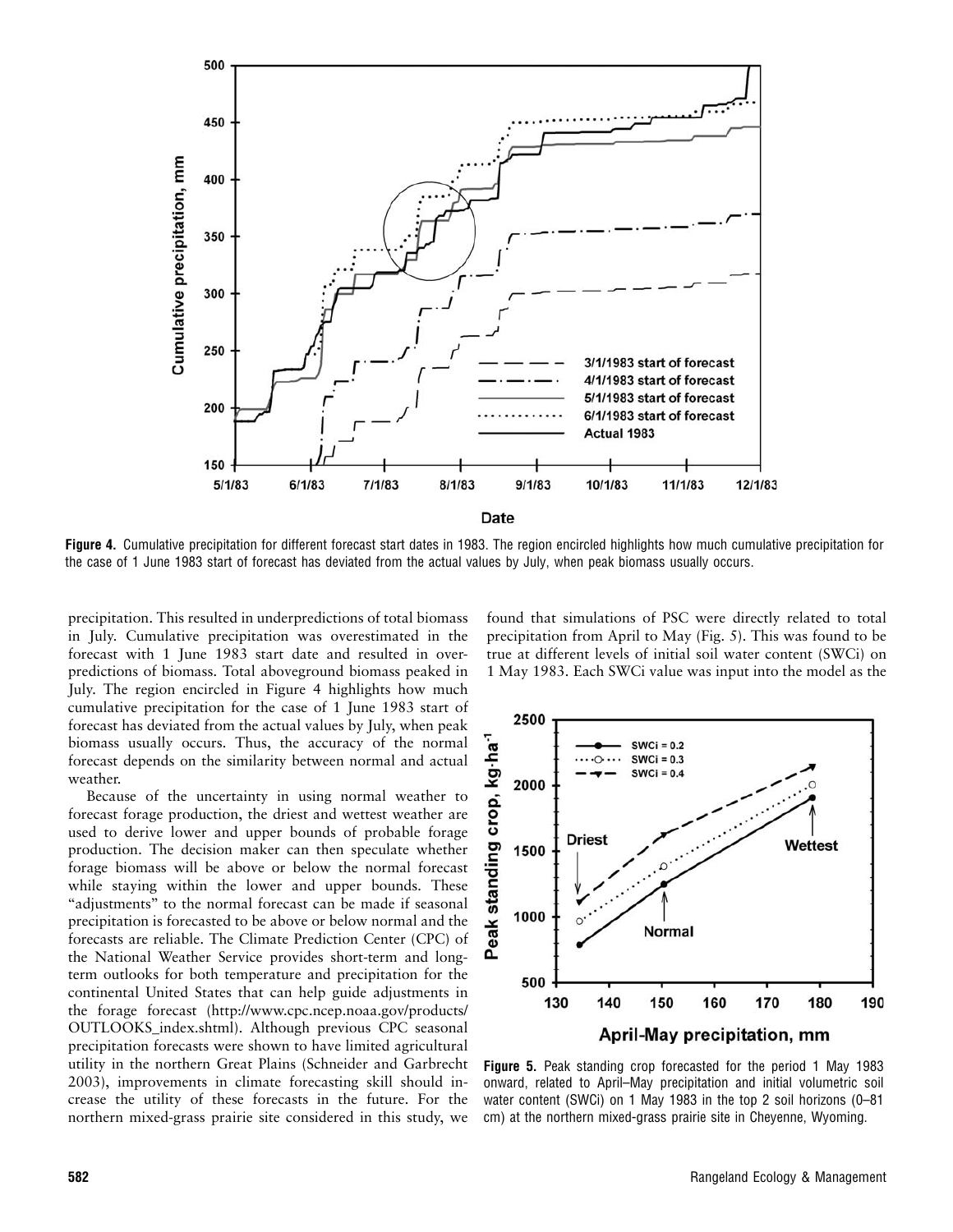**Figure 4.** Cumulative precipitation for different forecast start dates in 1983. The region encircled highlights how much cumulative precipitation for the case of 1 June 1983 start of forecast has deviated from the actual values by July, when peak biomass usually occurs.

precipitation. This resulted in underpredictions of total biomass in July. Cumulative precipitation was overestimated in the forecast with 1 June 1983 start date and resulted in overpredictions of biomass. Total aboveground biomass peaked in July. The region encircled in Figure 4 highlights how much cumulative precipitation for the case of 1 June 1983 start of forecast has deviated from the actual values by July, when peak biomass usually occurs. Thus, the accuracy of the normal forecast depends on the similarity between normal and actual weather.

Because of the uncertainty in using normal weather to forecast forage production, the driest and wettest weather are used to derive lower and upper bounds of probable forage production. The decision maker can then speculate whether forage biomass will be above or below the normal forecast while staying within the lower and upper bounds. These "adjustments" to the normal forecast can be made if seasonal precipitation is forecasted to be above or below normal and the forecasts are reliable. The Climate Prediction Center (CPC) of the National Weather Service provides short-term and long-term outlooks for both temperature and precipitation for the continental United States that can help guide adjustments in the forage forecast (http://www.cpc.ncep.noaa.gov/products/OUTLOOKS_index.shtml). Although previous CPC seasonal precipitation forecasts were shown to have limited agricultural utility in the northern Great Plains (Schneider and Garbrecht 2003), improvements in climate forecasting skill should increase the utility of these forecasts in the future. For the northern mixed-grass prairie site considered in this study, we found that simulations of PSC were directly related to total precipitation from April to May (Fig. 5). This was found to be true at different levels of initial soil water content (SWCi) on 1 May 1983. Each SWCi value was input into the model as the

**Figure 5.** Peak standing crop forecasted for the period 1 May 1983 onward, related to April–May precipitation and initial volumetric soil water content (SWCi) on 1 May 1983 in the top 2 soil horizons (0–81 cm) at the northern mixed-grass prairie site in Cheyenne, Wyoming.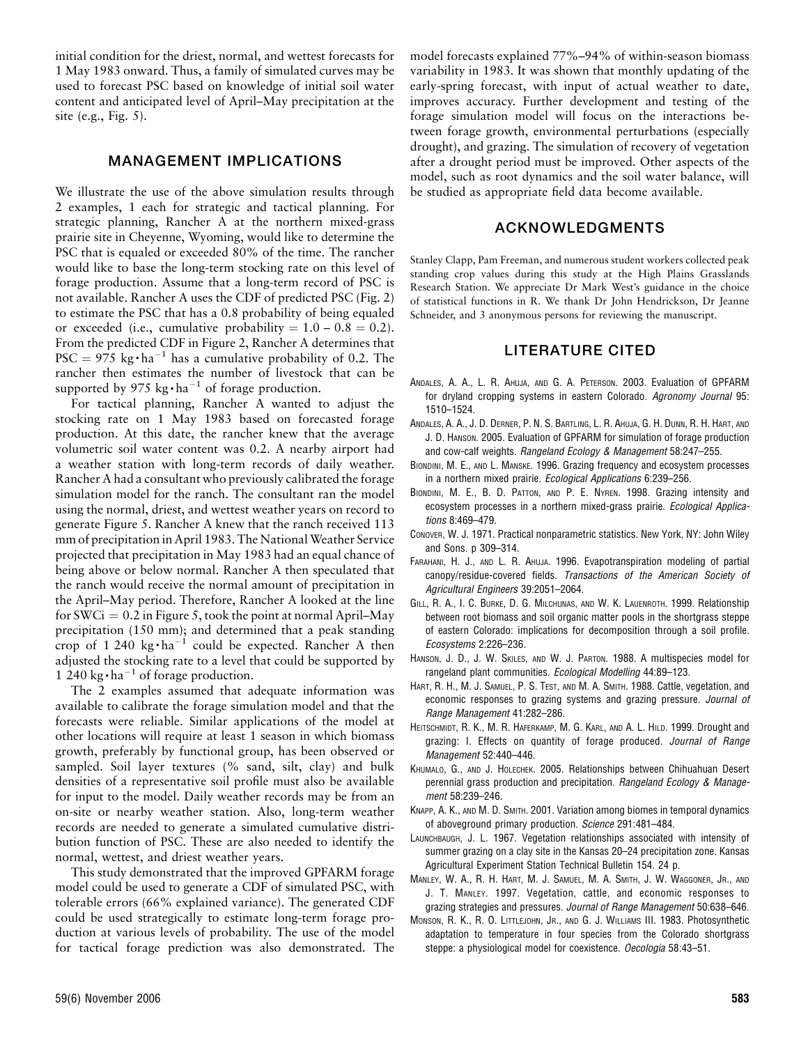initial condition for the driest, normal, and wettest forecasts for 1 May 1983 onward. Thus, a family of simulated curves may be used to forecast PSC based on knowledge of initial soil water content and anticipated level of April–May precipitation at the site (e.g., Fig. 5).

## MANAGEMENT IMPLICATIONS

We illustrate the use of the above simulation results through 2 examples, 1 each for strategic and tactical planning. For strategic planning, Rancher A at the northern mixed-grass prairie site in Cheyenne, Wyoming, would like to determine the PSC that is equaled or exceeded 80% of the time. The rancher would like to base the long-term stocking rate on this level of forage production. Assume that a long-term record of PSC is not available. Rancher A uses the CDF of predicted PSC (Fig. 2) to estimate the PSC that has a 0.8 probability of being equaled or exceeded (i.e., cumulative probability = 1.0 – 0.8 = 0.2). From the predicted CDF in Figure 2, Rancher A determines that PSC = 975 $kg \cdot ha^{-1}$ has a cumulative probability of 0.2. The rancher then estimates the number of livestock that can be supported by 975 $kg \cdot ha^{-1}$ of forage production.

For tactical planning, Rancher A wanted to adjust the stocking rate on 1 May 1983 based on forecasted forage production. At this date, the rancher knew that the average volumetric soil water content was 0.2. A nearby airport had a weather station with long-term records of daily weather. Rancher A had a consultant who previously calibrated the forage simulation model for the ranch. The consultant ran the model using the normal, driest, and wettest weather years on record to generate Figure 5. Rancher A knew that the ranch received 113 mm of precipitation in April 1983. The National Weather Service projected that precipitation in May 1983 had an equal chance of being above or below normal. Rancher A then speculated that the ranch would receive the normal amount of precipitation in the April–May period. Therefore, Rancher A looked at the line for $SWC_i$ = 0.2 in Figure 5, took the point at normal April–May precipitation (150 mm); and determined that a peak standing crop of 1 240 $kg \cdot ha^{-1}$ could be expected. Rancher A then adjusted the stocking rate to a level that could be supported by 1 240 $kg \cdot ha^{-1}$ of forage production.

The 2 examples assumed that adequate information was available to calibrate the forage simulation model and that the forecasts were reliable. Similar applications of the model at other locations will require at least 1 season in which biomass growth, preferably by functional group, has been observed or sampled. Soil layer textures (% sand, silt, clay) and bulk densities of a representative soil profile must also be available for input to the model. Daily weather records may be from an on-site or nearby weather station. Also, long-term weather records are needed to generate a simulated cumulative distribution function of PSC. These are also needed to identify the normal, wettest, and driest weather years.

This study demonstrated that the improved GPFARM forage model could be used to generate a CDF of simulated PSC, with tolerable errors (66% explained variance). The generated CDF could be used strategically to estimate long-term forage production at various levels of probability. The use of the model for tactical forage prediction was also demonstrated. The model forecasts explained 77%–94% of within-season biomass variability in 1983. It was shown that monthly updating of the early-spring forecast, with input of actual weather to date, improves accuracy. Further development and testing of the forage simulation model will focus on the interactions between forage growth, environmental perturbations (especially drought), and grazing. The simulation of recovery of vegetation after a drought period must be improved. Other aspects of the model, such as root dynamics and the soil water balance, will be studied as appropriate field data become available.

## ACKNOWLEDGMENTS

Stanley Clapp, Pam Freeman, and numerous student workers collected peak standing crop values during this study at the High Plains Grasslands Research Station. We appreciate Dr Mark West's guidance in the choice of statistical functions in R. We thank Dr John Hendrickson, Dr Jeanne Schneider, and 3 anonymous persons for reviewing the manuscript.

## LITERATURE CITED

Andales, A. A., L. R. Ahuja, and G. A. Peterson. 2003. Evaluation of GPFARM for dryland cropping systems in eastern Colorado. *Agronomy Journal* 95: 1510–1524.

Andales, A. A., J. D. Derner, P. N. S. Bartling, L. R. Ahuja, G. H. Dunn, R. H. Hart, and J. D. Hanson. 2005. Evaluation of GPFARM for simulation of forage production and cow-calf weights. *Rangeland Ecology & Management* 58:247–255.

Biondini, M. E., and L. Manske. 1996. Grazing frequency and ecosystem processes in a northern mixed prairie. *Ecological Applications* 6:239–256.

Biondini, M. E., B. D. Patton, and P. E. Nyren. 1998. Grazing intensity and ecosystem processes in a northern mixed-grass prairie. *Ecological Applications* 8:469–479.

Conover, W. J. 1971. Practical nonparametric statistics. New York, NY: John Wiley and Sons. p 309–314.

Farahani, H. J., and L. R. Ahuja. 1996. Evapotranspiration modeling of partial canopy/residue-covered fields. *Transactions of the American Society of Agricultural Engineers* 39:2051–2064.

Gill, R. A., I. C. Burke, D. G. Milchunas, and W. K. Lauenroth. 1999. Relationship between root biomass and soil organic matter pools in the shortgrass steppe of eastern Colorado: implications for decomposition through a soil profile. *Ecosystems* 2:226–236.

Hanson, J. D., J. W. Skiles, and W. J. Parton. 1988. A multispecies model for rangeland plant communities. *Ecological Modelling* 44:89–123.

Hart, R. H., M. J. Samuel, P. S. Test, and M. A. Smith. 1988. Cattle, vegetation, and economic responses to grazing systems and grazing pressure. *Journal of Range Management* 41:282–286.

Heitschmidt, R. K., M. R. Haferkamp, M. G. Karl, and A. L. Hild. 1999. Drought and grazing: I. Effects on quantity of forage produced. *Journal of Range Management* 52:440–446.

Khumalo, G., and J. Holechek. 2005. Relationships between Chihuahuan Desert perennial grass production and precipitation. *Rangeland Ecology & Management* 58:239–246.

Knapp, A. K., and M. D. Smith. 2001. Variation among biomes in temporal dynamics of aboveground primary production. *Science* 291:481–484.

Launchbaugh, J. L. 1967. Vegetation relationships associated with intensity of summer grazing on a clay site in the Kansas 20–24 precipitation zone. Kansas Agricultural Experiment Station Technical Bulletin 154. 24 p.

Manley, W. A., R. H. Hart, M. J. Samuel, M. A. Smith, J. W. Waggoner, Jr., and J. T. Manley. 1997. Vegetation, cattle, and economic responses to grazing strategies and pressures. *Journal of Range Management* 50:638–646.

Monson, R. K., R. O. Littlejohn, Jr., and G. J. Williams III. 1983. Photosynthetic adaptation to temperature in four species from the Colorado shortgrass steppe: a physiological model for coexistence. *Oecologia* 58:43–51.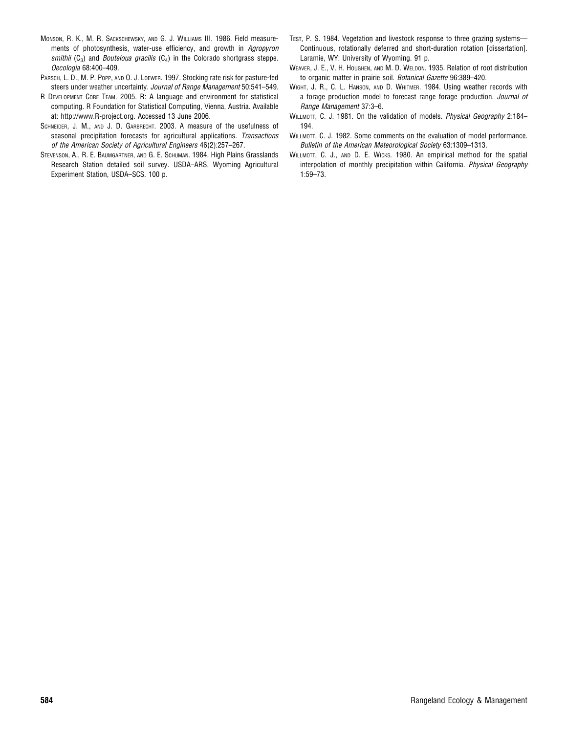MONSON, R. K., M. R. SACKSCHEWSKY, AND G. J. WILLIAMS III. 1986. Field measurements of photosynthesis, water-use efficiency, and growth in *Agropyron smithii* ($C_3$) and *Bouteloua gracilis* ($C_4$) in the Colorado shortgrass steppe. *Oecologia* 68:400–409.

PARSCH, L. D., M. P. POPP, AND O. J. LOEWER. 1997. Stocking rate risk for pasture-fed steers under weather uncertainty. *Journal of Range Management* 50:541–549.

R DEVELOPMENT CORE TEAM. 2005. R: A language and environment for statistical computing. R Foundation for Statistical Computing, Vienna, Austria. Available at: http://www.R-project.org. Accessed 13 June 2006.

SCHNEIDER, J. M., AND J. D. GARBRECHT. 2003. A measure of the usefulness of seasonal precipitation forecasts for agricultural applications. *Transactions of the American Society of Agricultural Engineers* 46(2):257–267.

STEVENSON, A., R. E. BAUMGARTNER, AND G. E. SCHUMAN. 1984. High Plains Grasslands Research Station detailed soil survey. USDA–ARS, Wyoming Agricultural Experiment Station, USDA–SCS. 100 p.

TEST, P. S. 1984. Vegetation and livestock response to three grazing systems—Continuous, rotationally deferred and short-duration rotation [dissertation]. Laramie, WY: University of Wyoming. 91 p.

WEAVER, J. E., V. H. HOUGHEN, AND M. D. WELDON. 1935. Relation of root distribution to organic matter in prairie soil. *Botanical Gazette* 96:389–420.

WIGHT, J. R., C. L. HANSON, AND D. WHITMER. 1984. Using weather records with a forage production model to forecast range forage production. *Journal of Range Management* 37:3–6.

WILLMOTT, C. J. 1981. On the validation of models. *Physical Geography* 2:184–194.

WILLMOTT, C. J. 1982. Some comments on the evaluation of model performance. *Bulletin of the American Meteorological Society* 63:1309–1313.

WILLMOTT, C. J., AND D. E. WICKS. 1980. An empirical method for the spatial interpolation of monthly precipitation within California. *Physical Geography* 1:59–73.